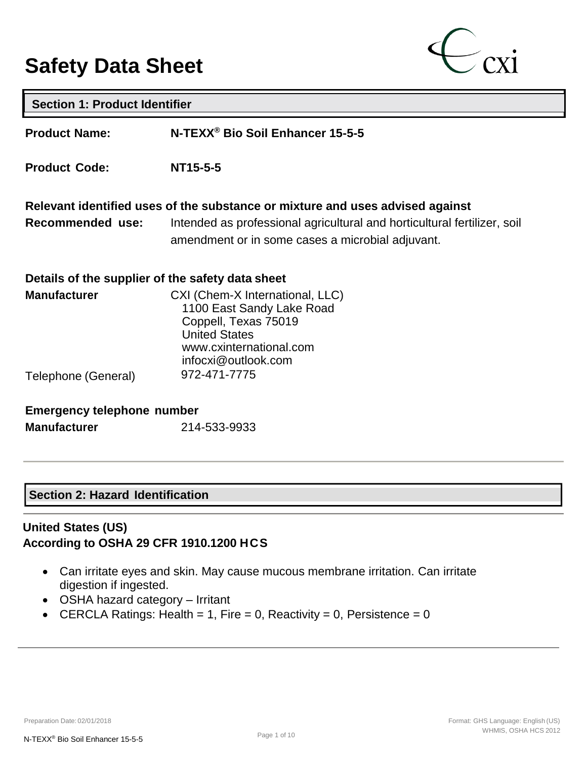# Safety Data Sheet

## Section 1: Product Identifier

**Product Name:** **N-TEXX® Bio Soil Enhancer 15-5-5**

**Product Code:** **NT15-5-5**

**Relevant identified uses of the substance or mixture and uses advised against**

**Recommended use:** Intended as professional agricultural and horticultural fertilizer, soil amendment or in some cases a microbial adjuvant.

**Details of the supplier of the safety data sheet**

**Manufacturer**
CXI (Chem-X International, LLC)
1100 East Sandy Lake Road
Coppell, Texas 75019
United States
www.cxinternational.com
infocxi@outlook.com

Telephone (General) 972-471-7775

**Emergency telephone number**

**Manufacturer** 214-533-9933

## Section 2: Hazard Identification

**United States (US)**
**According to OSHA 29 CFR 1910.1200 HCS**

- Can irritate eyes and skin. May cause mucous membrane irritation. Can irritate digestion if ingested.
- OSHA hazard category – Irritant
- CERCLA Ratings: Health = 1, Fire = 0, Reactivity = 0, Persistence = 0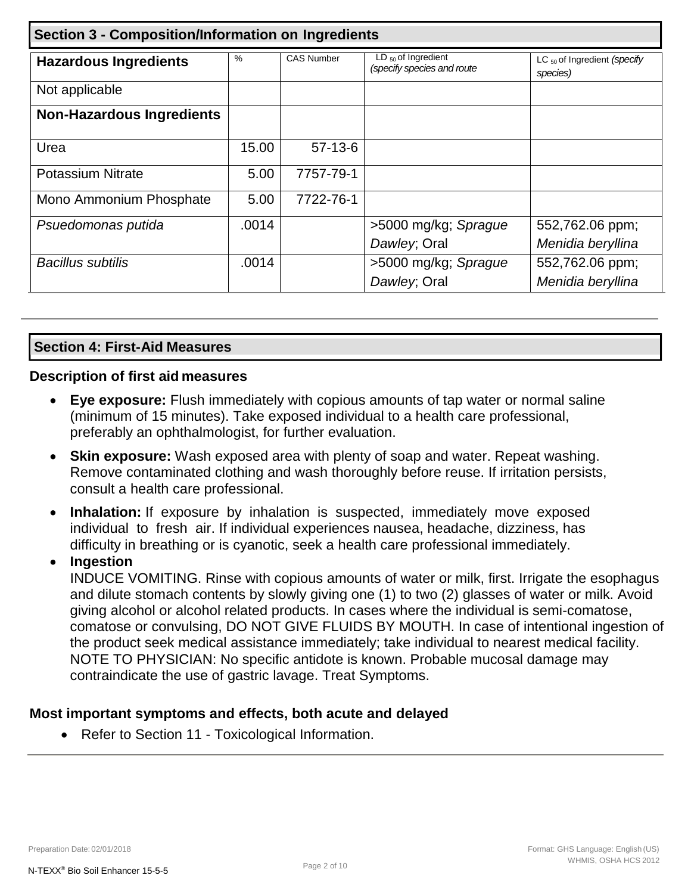## Section 3 - Composition/Information on Ingredients

| Hazardous Ingredients | % | CAS Number | $LD_{50}$ of Ingredient *(specify species and route* | $LC_{50}$ of Ingredient *(specify species)* |
|---|---|---|---|---|
| Not applicable | | | | |
| **Non-Hazardous Ingredients** | | | | |
| Urea | 15.00 | 57-13-6 | | |
| Potassium Nitrate | 5.00 | 7757-79-1 | | |
| Mono Ammonium Phosphate | 5.00 | 7722-76-1 | | |
| *Psuedomonas putida* | .0014 | | >5000 mg/kg; *Sprague Dawley*; Oral | 552,762.06 ppm; *Menidia beryllina* |
| *Bacillus subtilis* | .0014 | | >5000 mg/kg; *Sprague Dawley*; Oral | 552,762.06 ppm; *Menidia beryllina* |

## Section 4: First-Aid Measures

### Description of first aid measures

- **Eye exposure:** Flush immediately with copious amounts of tap water or normal saline (minimum of 15 minutes). Take exposed individual to a health care professional, preferably an ophthalmologist, for further evaluation.
- **Skin exposure:** Wash exposed area with plenty of soap and water. Repeat washing. Remove contaminated clothing and wash thoroughly before reuse. If irritation persists, consult a health care professional.
- **Inhalation:** If exposure by inhalation is suspected, immediately move exposed individual to fresh air. If individual experiences nausea, headache, dizziness, has difficulty in breathing or is cyanotic, seek a health care professional immediately.
- **Ingestion**
  INDUCE VOMITING. Rinse with copious amounts of water or milk, first. Irrigate the esophagus and dilute stomach contents by slowly giving one (1) to two (2) glasses of water or milk. Avoid giving alcohol or alcohol related products. In cases where the individual is semi-comatose, comatose or convulsing, DO NOT GIVE FLUIDS BY MOUTH. In case of intentional ingestion of the product seek medical assistance immediately; take individual to nearest medical facility. NOTE TO PHYSICIAN: No specific antidote is known. Probable mucosal damage may contraindicate the use of gastric lavage. Treat Symptoms.

### Most important symptoms and effects, both acute and delayed

- Refer to Section 11 - Toxicological Information.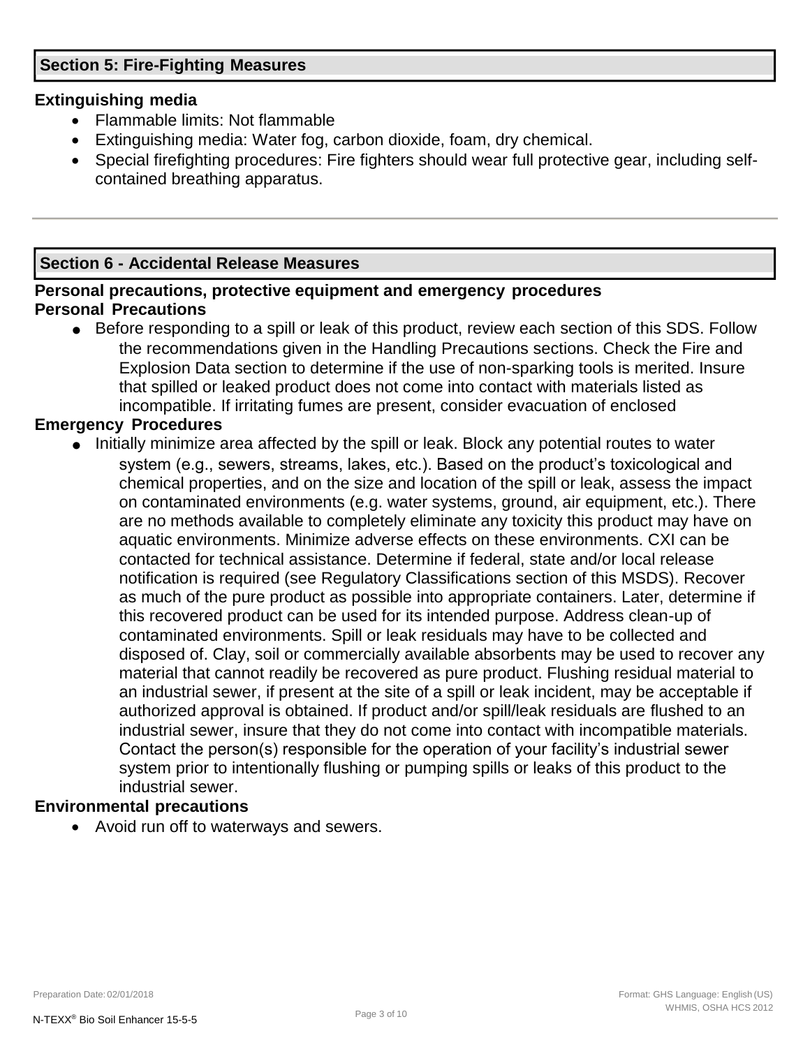## Section 5: Fire-Fighting Measures

### Extinguishing media

- Flammable limits: Not flammable
- Extinguishing media: Water fog, carbon dioxide, foam, dry chemical.
- Special firefighting procedures: Fire fighters should wear full protective gear, including self-contained breathing apparatus.

## Section 6 - Accidental Release Measures

### Personal precautions, protective equipment and emergency procedures

### Personal Precautions

- Before responding to a spill or leak of this product, review each section of this SDS. Follow the recommendations given in the Handling Precautions sections. Check the Fire and Explosion Data section to determine if the use of non-sparking tools is merited. Insure that spilled or leaked product does not come into contact with materials listed as incompatible. If irritating fumes are present, consider evacuation of enclosed

### Emergency Procedures

- Initially minimize area affected by the spill or leak. Block any potential routes to water system (e.g., sewers, streams, lakes, etc.). Based on the product's toxicological and chemical properties, and on the size and location of the spill or leak, assess the impact on contaminated environments (e.g. water systems, ground, air equipment, etc.). There are no methods available to completely eliminate any toxicity this product may have on aquatic environments. Minimize adverse effects on these environments. CXI can be contacted for technical assistance. Determine if federal, state and/or local release notification is required (see Regulatory Classifications section of this MSDS). Recover as much of the pure product as possible into appropriate containers. Later, determine if this recovered product can be used for its intended purpose. Address clean-up of contaminated environments. Spill or leak residuals may have to be collected and disposed of. Clay, soil or commercially available absorbents may be used to recover any material that cannot readily be recovered as pure product. Flushing residual material to an industrial sewer, if present at the site of a spill or leak incident, may be acceptable if authorized approval is obtained. If product and/or spill/leak residuals are flushed to an industrial sewer, insure that they do not come into contact with incompatible materials. Contact the person(s) responsible for the operation of your facility's industrial sewer system prior to intentionally flushing or pumping spills or leaks of this product to the industrial sewer.

### Environmental precautions

- Avoid run off to waterways and sewers.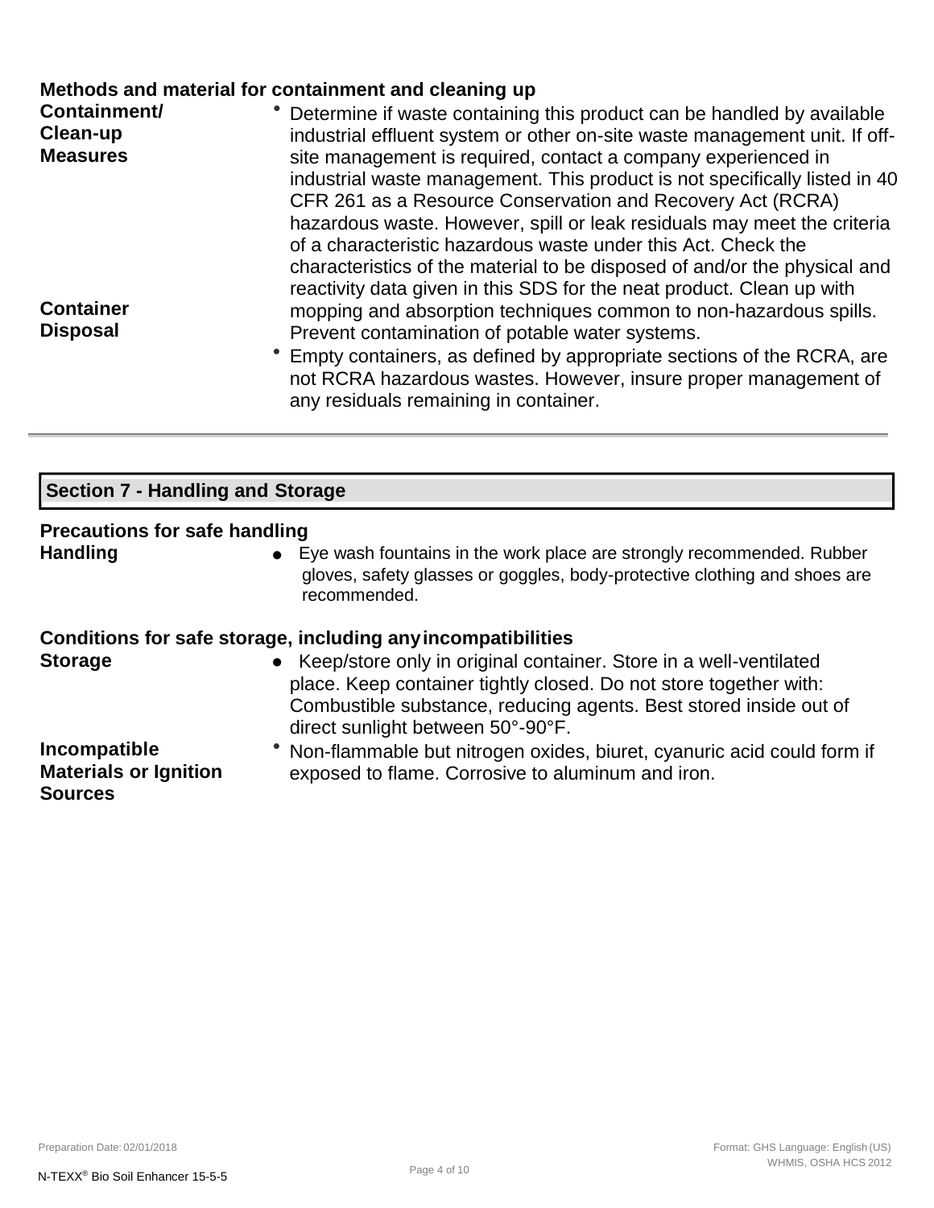**Methods and material for containment and cleaning up**

**Containment/ Clean-up Measures**

- Determine if waste containing this product can be handled by available industrial effluent system or other on-site waste management unit. If off-site management is required, contact a company experienced in industrial waste management. This product is not specifically listed in 40 CFR 261 as a Resource Conservation and Recovery Act (RCRA) hazardous waste. However, spill or leak residuals may meet the criteria of a characteristic hazardous waste under this Act. Check the characteristics of the material to be disposed of and/or the physical and reactivity data given in this SDS for the neat product. Clean up with mopping and absorption techniques common to non-hazardous spills. Prevent contamination of potable water systems.

**Container Disposal**

- Empty containers, as defined by appropriate sections of the RCRA, are not RCRA hazardous wastes. However, insure proper management of any residuals remaining in container.

## Section 7 - Handling and Storage

**Precautions for safe handling**

**Handling**

- Eye wash fountains in the work place are strongly recommended. Rubber gloves, safety glasses or goggles, body-protective clothing and shoes are recommended.

**Conditions for safe storage, including any incompatibilities**

**Storage**

- Keep/store only in original container. Store in a well-ventilated place. Keep container tightly closed. Do not store together with: Combustible substance, reducing agents. Best stored inside out of direct sunlight between 50°-90°F.

**Incompatible Materials or Ignition Sources**

- Non-flammable but nitrogen oxides, biuret, cyanuric acid could form if exposed to flame. Corrosive to aluminum and iron.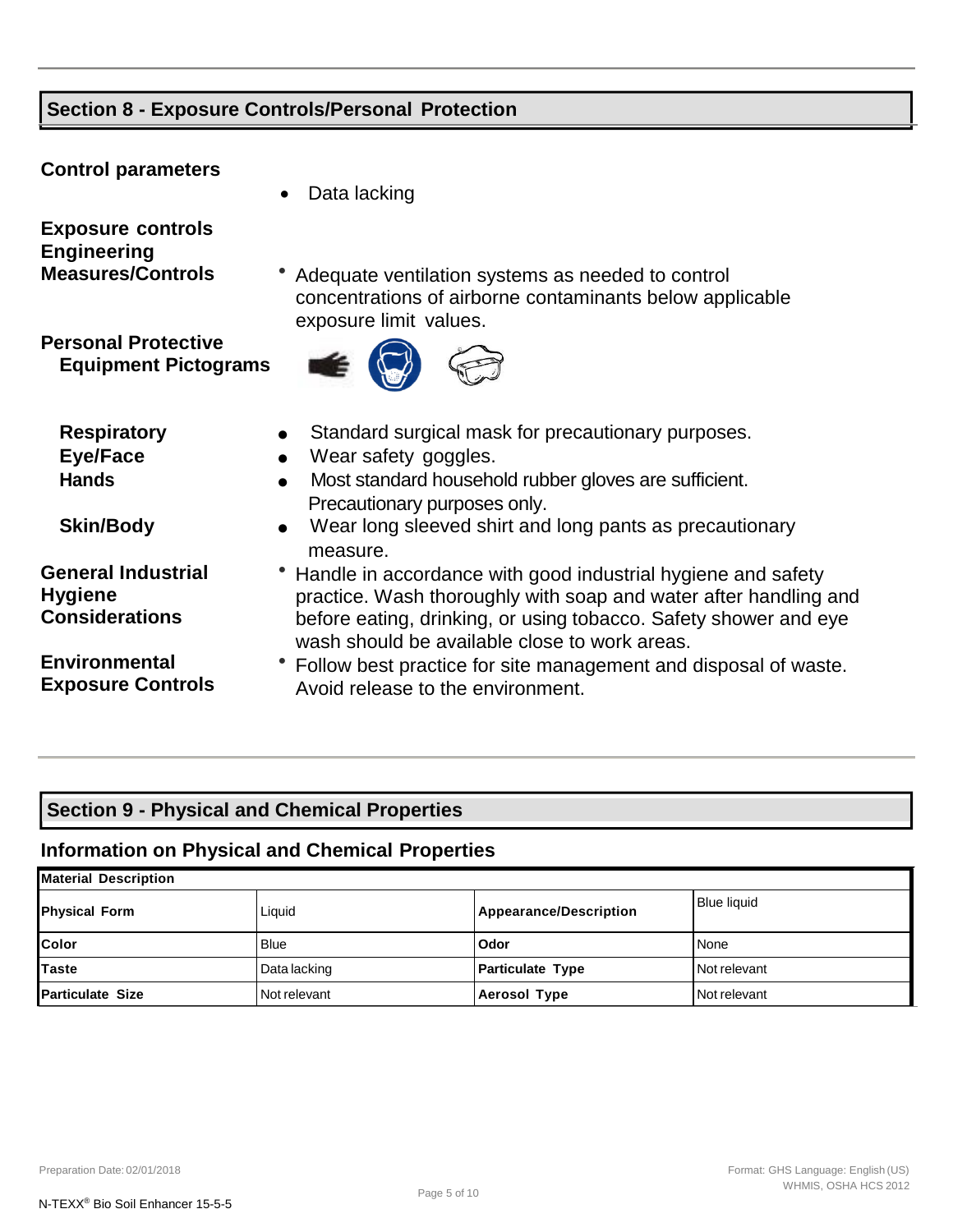## Section 8 - Exposure Controls/Personal Protection

**Control parameters**

- Data lacking

**Exposure controls**

**Engineering Measures/Controls**

- Adequate ventilation systems as needed to control concentrations of airborne contaminants below applicable exposure limit values.

**Personal Protective Equipment Pictograms**

**Respiratory**

- Standard surgical mask for precautionary purposes.

**Eye/Face**

- Wear safety goggles.

**Hands**

- Most standard household rubber gloves are sufficient. Precautionary purposes only.

**Skin/Body**

- Wear long sleeved shirt and long pants as precautionary measure.

**General Industrial Hygiene Considerations**

- Handle in accordance with good industrial hygiene and safety practice. Wash thoroughly with soap and water after handling and before eating, drinking, or using tobacco. Safety shower and eye wash should be available close to work areas.

**Environmental Exposure Controls**

- Follow best practice for site management and disposal of waste. Avoid release to the environment.

## Section 9 - Physical and Chemical Properties

### Information on Physical and Chemical Properties

| **Material Description** | | | |
|---|---|---|---|
| **Physical Form** | Liquid | **Appearance/Description** | Blue liquid |
| **Color** | Blue | **Odor** | None |
| **Taste** | Data lacking | **Particulate Type** | Not relevant |
| **Particulate Size** | Not relevant | **Aerosol Type** | Not relevant |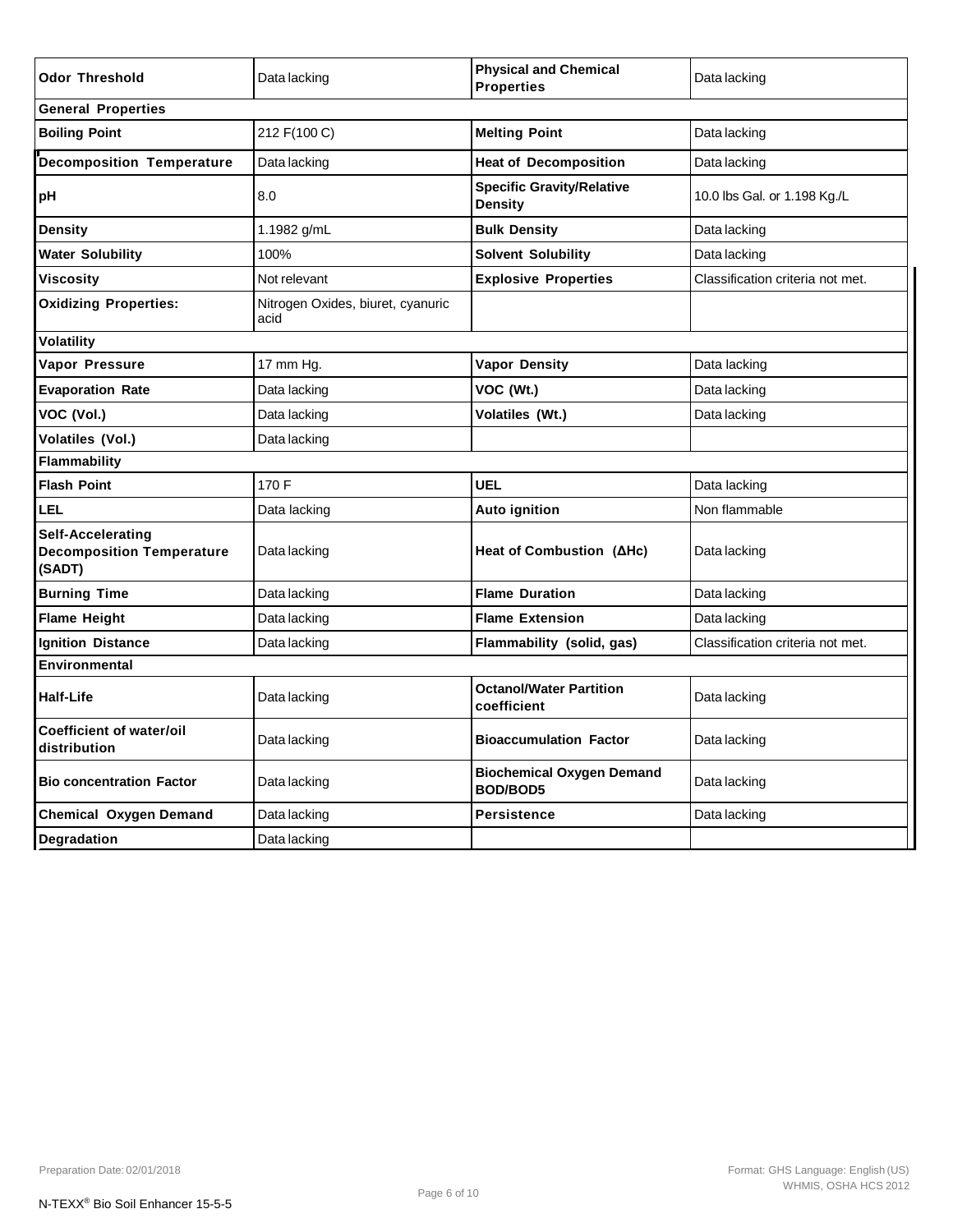| **Odor Threshold** | Data lacking | **Physical and Chemical Properties** | Data lacking |
|---|---|---|---|
| **General Properties** | | | |
| **Boiling Point** | 212 F(100 C) | **Melting Point** | Data lacking |
| **Decomposition Temperature** | Data lacking | **Heat of Decomposition** | Data lacking |
| **pH** | 8.0 | **Specific Gravity/Relative Density** | 10.0 lbs Gal. or 1.198 Kg./L |
| **Density** | 1.1982 g/mL | **Bulk Density** | Data lacking |
| **Water Solubility** | 100% | **Solvent Solubility** | Data lacking |
| **Viscosity** | Not relevant | **Explosive Properties** | Classification criteria not met. |
| **Oxidizing Properties:** | Nitrogen Oxides, biuret, cyanuric acid | | |
| **Volatility** | | | |
| **Vapor Pressure** | 17 mm Hg. | **Vapor Density** | Data lacking |
| **Evaporation Rate** | Data lacking | **VOC (Wt.)** | Data lacking |
| **VOC (Vol.)** | Data lacking | **Volatiles (Wt.)** | Data lacking |
| **Volatiles (Vol.)** | Data lacking | | |
| **Flammability** | | | |
| **Flash Point** | 170 F | **UEL** | Data lacking |
| **LEL** | Data lacking | **Auto ignition** | Non flammable |
| **Self-Accelerating Decomposition Temperature (SADT)** | Data lacking | **Heat of Combustion (ΔHc)** | Data lacking |
| **Burning Time** | Data lacking | **Flame Duration** | Data lacking |
| **Flame Height** | Data lacking | **Flame Extension** | Data lacking |
| **Ignition Distance** | Data lacking | **Flammability (solid, gas)** | Classification criteria not met. |
| **Environmental** | | | |
| **Half-Life** | Data lacking | **Octanol/Water Partition coefficient** | Data lacking |
| **Coefficient of water/oil distribution** | Data lacking | **Bioaccumulation Factor** | Data lacking |
| **Bio concentration Factor** | Data lacking | **Biochemical Oxygen Demand BOD/BOD5** | Data lacking |
| **Chemical Oxygen Demand** | Data lacking | **Persistence** | Data lacking |
| **Degradation** | Data lacking | | |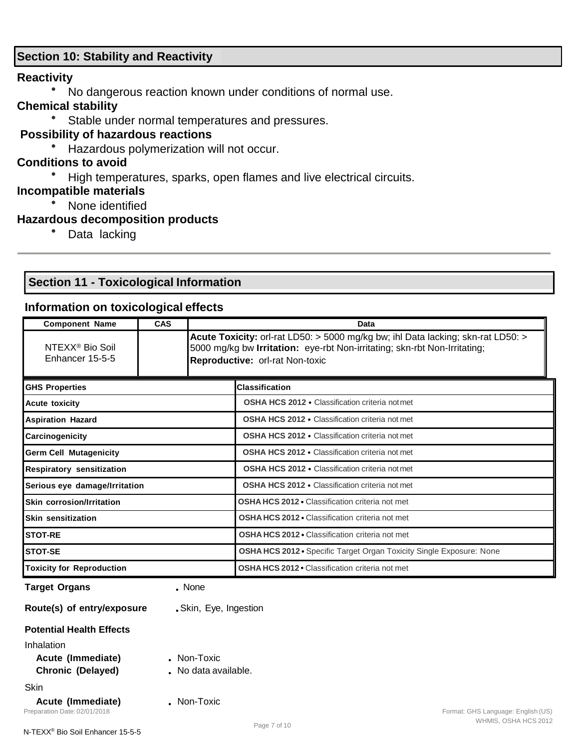## Section 10: Stability and Reactivity

**Reactivity**

- No dangerous reaction known under conditions of normal use.

**Chemical stability**

- Stable under normal temperatures and pressures.

**Possibility of hazardous reactions**

- Hazardous polymerization will not occur.

**Conditions to avoid**

- High temperatures, sparks, open flames and live electrical circuits.

**Incompatible materials**

- None identified

**Hazardous decomposition products**

- Data lacking

## Section 11 - Toxicological Information

### Information on toxicological effects

| Component Name | CAS | Data |
|---|---|---|
| NTEXX® Bio Soil Enhancer 15-5-5 | | **Acute Toxicity:** orl-rat LD50: > 5000 mg/kg bw; ihl Data lacking; skn-rat LD50: > 5000 mg/kg bw **Irritation:** eye-rbt Non-irritating; skn-rbt Non-Irritating; **Reproductive:** orl-rat Non-toxic |

| GHS Properties | Classification |
|---|---|
| Acute toxicity | **OSHA HCS 2012** • Classification criteria not met |
| Aspiration Hazard | **OSHA HCS 2012** • Classification criteria not met |
| Carcinogenicity | **OSHA HCS 2012** • Classification criteria not met |
| Germ Cell Mutagenicity | **OSHA HCS 2012** • Classification criteria not met |
| Respiratory sensitization | **OSHA HCS 2012** • Classification criteria not met |
| Serious eye damage/Irritation | **OSHA HCS 2012** • Classification criteria not met |
| Skin corrosion/Irritation | **OSHA HCS 2012** • Classification criteria not met |
| Skin sensitization | **OSHA HCS 2012** • Classification criteria not met |
| STOT-RE | **OSHA HCS 2012** • Classification criteria not met |
| STOT-SE | **OSHA HCS 2012** • Specific Target Organ Toxicity Single Exposure: None |
| Toxicity for Reproduction | **OSHA HCS 2012** • Classification criteria not met |

**Target Organs** • None

**Route(s) of entry/exposure** • Skin, Eye, Ingestion

**Potential Health Effects**

Inhalation

**Acute (Immediate)** • Non-Toxic

**Chronic (Delayed)** • No data available.

Skin

**Acute (Immediate)** • Non-Toxic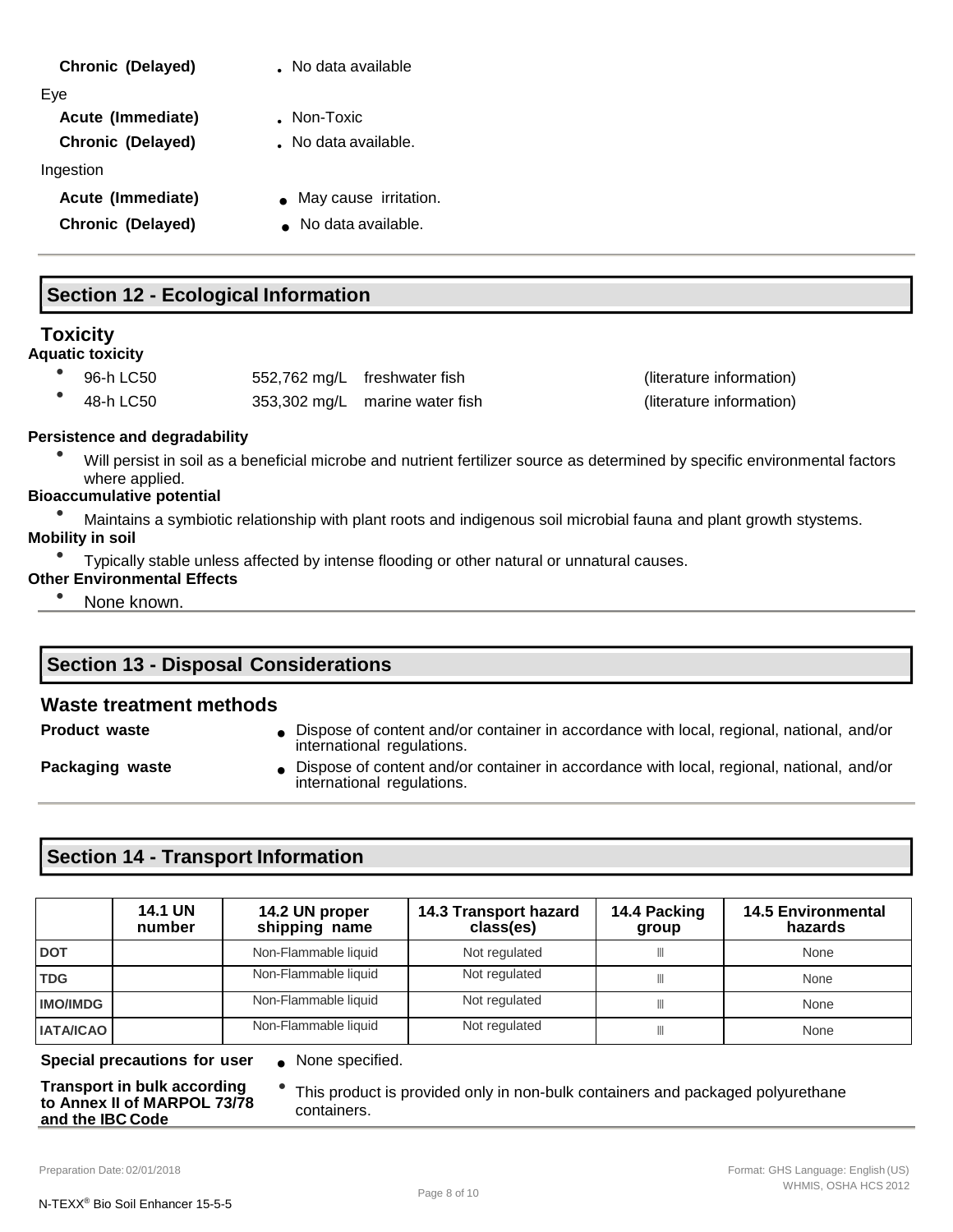| | |
|---|---|
| **Chronic (Delayed)** | • No data available |

Eye

| | |
|---|---|
| **Acute (Immediate)** | • Non-Toxic |
| **Chronic (Delayed)** | • No data available. |

Ingestion

| | |
|---|---|
| **Acute (Immediate)** | • May cause irritation. |
| **Chronic (Delayed)** | • No data available. |

## Section 12 - Ecological Information

### Toxicity

**Aquatic toxicity**

| | | | |
|---|---|---|---|
| • 96-h LC50 | 552,762 mg/L | freshwater fish | (literature information) |
| • 48-h LC50 | 353,302 mg/L | marine water fish | (literature information) |

**Persistence and degradability**

- Will persist in soil as a beneficial microbe and nutrient fertilizer source as determined by specific environmental factors where applied.

**Bioaccumulative potential**

- Maintains a symbiotic relationship with plant roots and indigenous soil microbial fauna and plant growth stystems.

**Mobility in soil**

- Typically stable unless affected by intense flooding or other natural or unnatural causes.

**Other Environmental Effects**

- None known.

## Section 13 - Disposal Considerations

### Waste treatment methods

| | |
|---|---|
| **Product waste** | • Dispose of content and/or container in accordance with local, regional, national, and/or international regulations. |
| **Packaging waste** | • Dispose of content and/or container in accordance with local, regional, national, and/or international regulations. |

## Section 14 - Transport Information

| | 14.1 UN number | 14.2 UN proper shipping name | 14.3 Transport hazard class(es) | 14.4 Packing group | 14.5 Environmental hazards |
|---|---|---|---|---|---|
| **DOT** | | Non-Flammable liquid | Not regulated | III | None |
| **TDG** | | Non-Flammable liquid | Not regulated | III | None |
| **IMO/IMDG** | | Non-Flammable liquid | Not regulated | III | None |
| **IATA/ICAO** | | Non-Flammable liquid | Not regulated | III | None |

| | |
|---|---|
| **Special precautions for user** | • None specified. |
| **Transport in bulk according to Annex II of MARPOL 73/78 and the IBC Code** | • This product is provided only in non-bulk containers and packaged polyurethane containers. |

Preparation Date: 02/01/2018

Format: GHS Language: English (US) WHMIS, OSHA HCS 2012

N-TEXX® Bio Soil Enhancer 15-5-5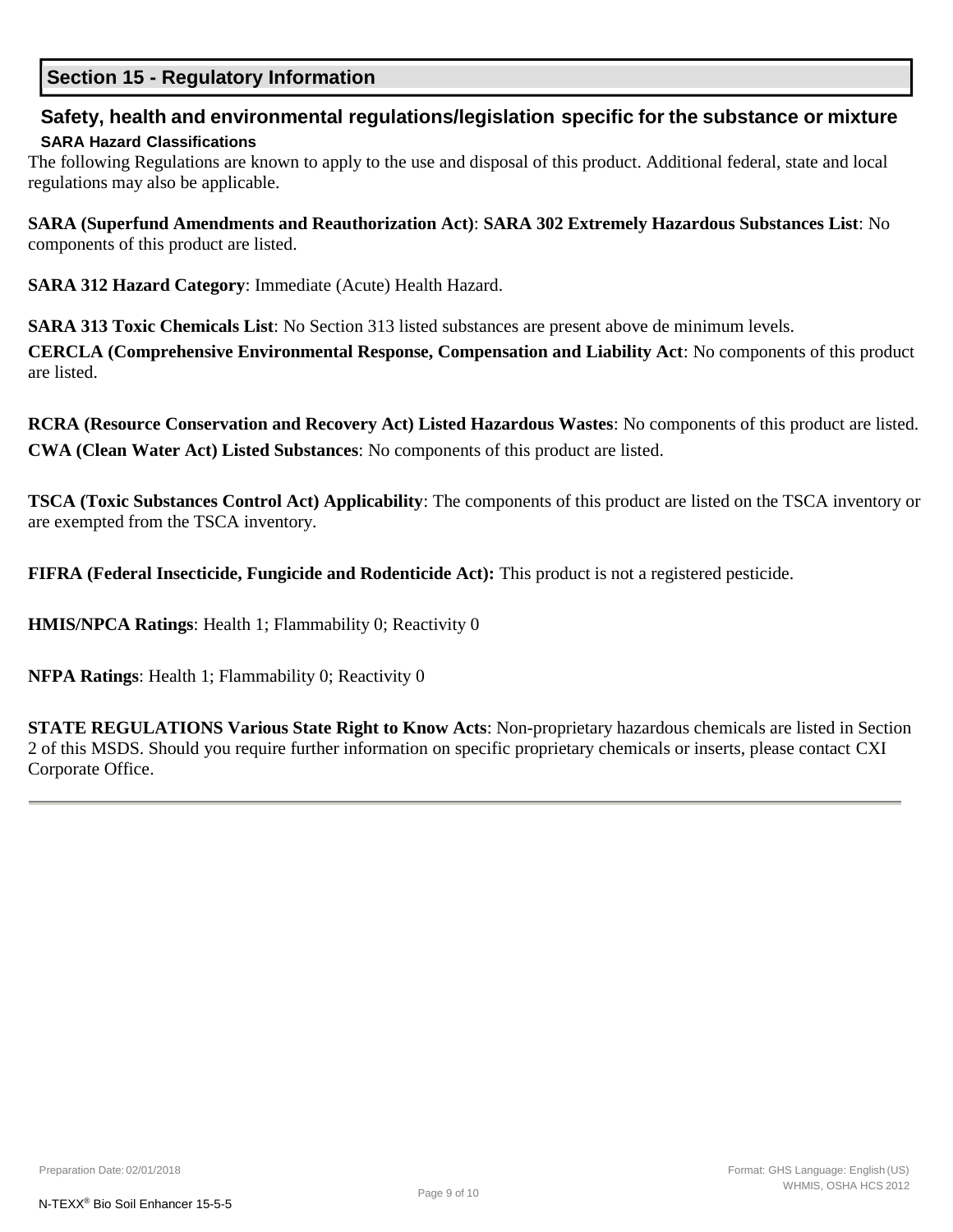## Section 15 - Regulatory Information

### Safety, health and environmental regulations/legislation specific for the substance or mixture

#### SARA Hazard Classifications

The following Regulations are known to apply to the use and disposal of this product. Additional federal, state and local regulations may also be applicable.

**SARA (Superfund Amendments and Reauthorization Act)**: **SARA 302 Extremely Hazardous Substances List**: No components of this product are listed.

**SARA 312 Hazard Category**: Immediate (Acute) Health Hazard.

**SARA 313 Toxic Chemicals List**: No Section 313 listed substances are present above de minimum levels.

**CERCLA (Comprehensive Environmental Response, Compensation and Liability Act**: No components of this product are listed.

**RCRA (Resource Conservation and Recovery Act) Listed Hazardous Wastes**: No components of this product are listed.

**CWA (Clean Water Act) Listed Substances**: No components of this product are listed.

**TSCA (Toxic Substances Control Act) Applicability**: The components of this product are listed on the TSCA inventory or are exempted from the TSCA inventory.

**FIFRA (Federal Insecticide, Fungicide and Rodenticide Act):** This product is not a registered pesticide.

**HMIS/NPCA Ratings**: Health 1; Flammability 0; Reactivity 0

**NFPA Ratings**: Health 1; Flammability 0; Reactivity 0

**STATE REGULATIONS Various State Right to Know Acts**: Non-proprietary hazardous chemicals are listed in Section 2 of this MSDS. Should you require further information on specific proprietary chemicals or inserts, please contact CXI Corporate Office.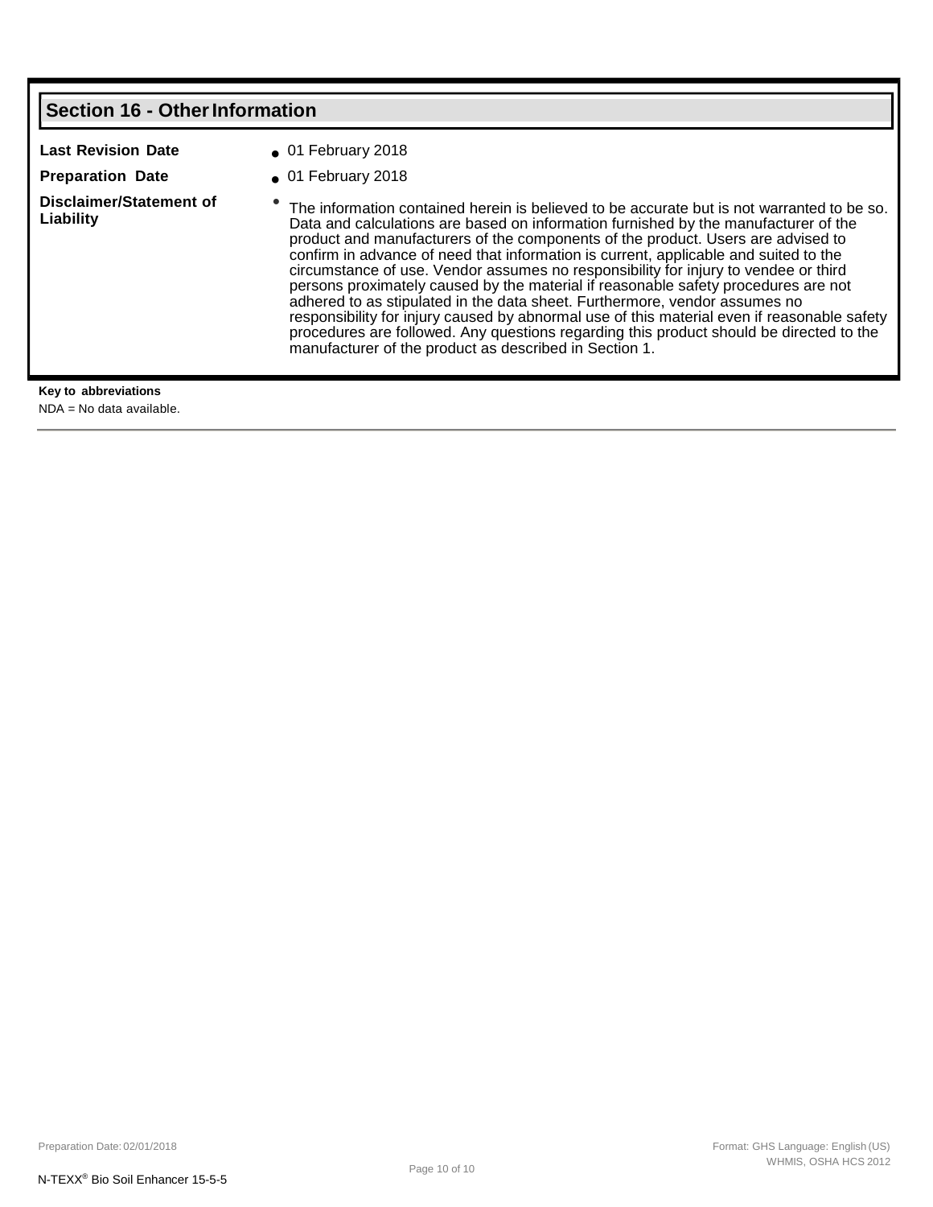## Section 16 - Other Information

| | |
|---|---|
| **Last Revision Date** | 01 February 2018 |
| **Preparation Date** | 01 February 2018 |
| **Disclaimer/Statement of Liability** | The information contained herein is believed to be accurate but is not warranted to be so. Data and calculations are based on information furnished by the manufacturer of the product and manufacturers of the components of the product. Users are advised to confirm in advance of need that information is current, applicable and suited to the circumstance of use. Vendor assumes no responsibility for injury to vendee or third persons proximately caused by the material if reasonable safety procedures are not adhered to as stipulated in the data sheet. Furthermore, vendor assumes no responsibility for injury caused by abnormal use of this material even if reasonable safety procedures are followed. Any questions regarding this product should be directed to the manufacturer of the product as described in Section 1. |

**Key to abbreviations**

NDA = No data available.